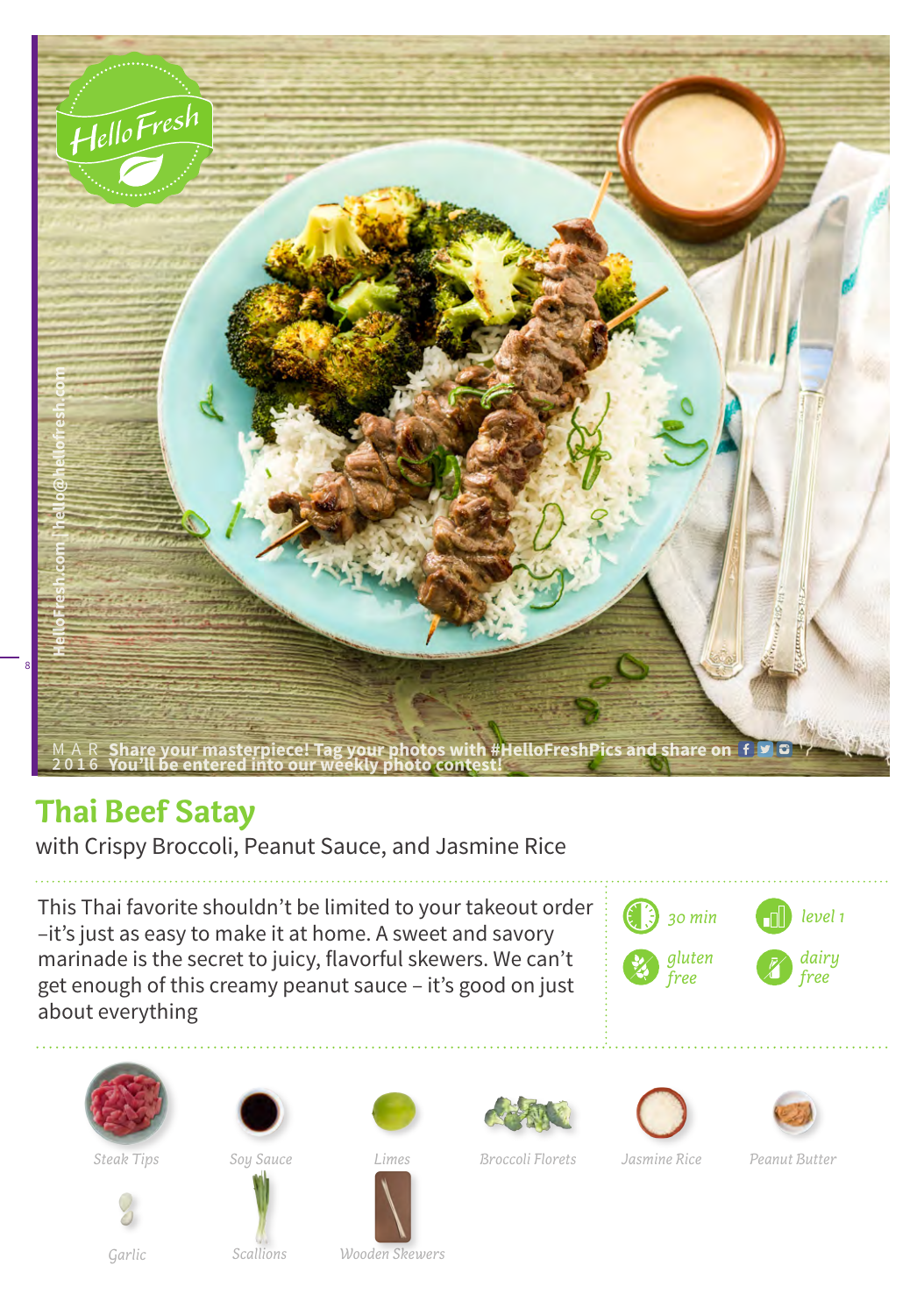HelloFresh.com | hello@hellofresh.com

MAR 2016 Share your masterpiece! Tag your photos with #HelloFreshPics and share on
You'll be entered into our weekly photo contest!

# Thai Beef Satay

with Crispy Broccoli, Peanut Sauce, and Jasmine Rice

This Thai favorite shouldn't be limited to your takeout order –it's just as easy to make it at home. A sweet and savory marinade is the secret to juicy, flavorful skewers. We can't get enough of this creamy peanut sauce – it's good on just about everything

30 min

level 1

gluten free

dairy free

Steak Tips

Soy Sauce

Limes

Broccoli Florets

Jasmine Rice

Peanut Butter

Garlic

Scallions

Wooden Skewers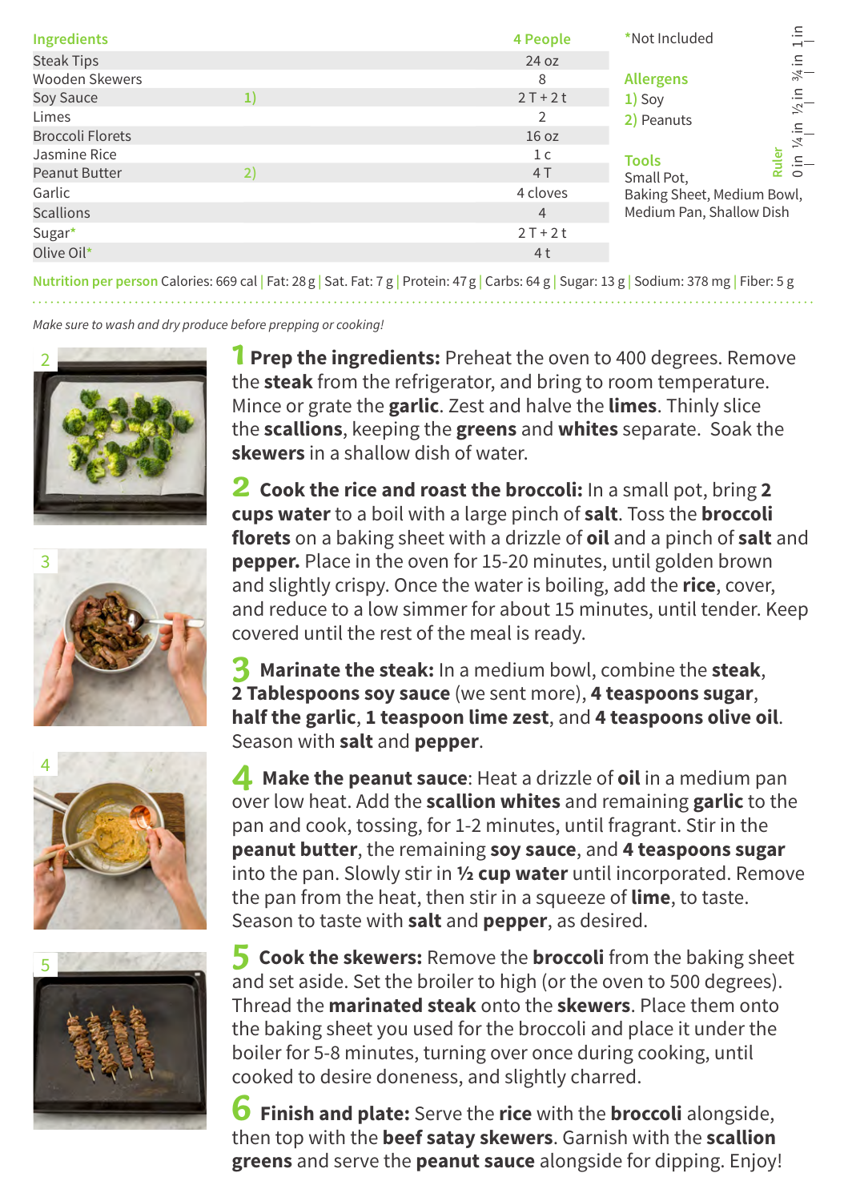| Ingredients | | 4 People |
|---|---|---|
| Steak Tips | | 24 oz |
| Wooden Skewers | | 8 |
| Soy Sauce | 1) | 2 T + 2 t |
| Limes | | 2 |
| Broccoli Florets | | 16 oz |
| Jasmine Rice | | 1 c |
| Peanut Butter | 2) | 4 T |
| Garlic | | 4 cloves |
| Scallions | | 4 |
| Sugar* | | 2 T + 2 t |
| Olive Oil* | | 4 t |

*Not Included

**Allergens**

1) Soy
2) Peanuts

**Tools**

Small Pot, Baking Sheet, Medium Bowl, Medium Pan, Shallow Dish

Ruler

0 in ¼ in ½ in ¾ in 1 in

**Nutrition per person** Calories: 669 cal | Fat: 28 g | Sat. Fat: 7 g | Protein: 47 g | Carbs: 64 g | Sugar: 13 g | Sodium: 378 mg | Fiber: 5 g

*Make sure to wash and dry produce before prepping or cooking!*

**1 Prep the ingredients:** Preheat the oven to 400 degrees. Remove the **steak** from the refrigerator, and bring to room temperature. Mince or grate the **garlic**. Zest and halve the **limes**. Thinly slice the **scallions**, keeping the **greens** and **whites** separate. Soak the **skewers** in a shallow dish of water.

**2 Cook the rice and roast the broccoli:** In a small pot, bring **2 cups water** to a boil with a large pinch of **salt**. Toss the **broccoli florets** on a baking sheet with a drizzle of **oil** and a pinch of **salt** and **pepper.** Place in the oven for 15-20 minutes, until golden brown and slightly crispy. Once the water is boiling, add the **rice**, cover, and reduce to a low simmer for about 15 minutes, until tender. Keep covered until the rest of the meal is ready.

**3 Marinate the steak:** In a medium bowl, combine the **steak**, **2 Tablespoons soy sauce** (we sent more), **4 teaspoons sugar**, **half the garlic**, **1 teaspoon lime zest**, and **4 teaspoons olive oil**. Season with **salt** and **pepper**.

**4 Make the peanut sauce**: Heat a drizzle of **oil** in a medium pan over low heat. Add the **scallion whites** and remaining **garlic** to the pan and cook, tossing, for 1-2 minutes, until fragrant. Stir in the **peanut butter**, the remaining **soy sauce**, and **4 teaspoons sugar** into the pan. Slowly stir in **½ cup water** until incorporated. Remove the pan from the heat, then stir in a squeeze of **lime**, to taste. Season to taste with **salt** and **pepper**, as desired.

**5 Cook the skewers:** Remove the **broccoli** from the baking sheet and set aside. Set the broiler to high (or the oven to 500 degrees). Thread the **marinated steak** onto the **skewers**. Place them onto the baking sheet you used for the broccoli and place it under the boiler for 5-8 minutes, turning over once during cooking, until cooked to desire doneness, and slightly charred.

**6 Finish and plate:** Serve the **rice** with the **broccoli** alongside, then top with the **beef satay skewers**. Garnish with the **scallion greens** and serve the **peanut sauce** alongside for dipping. Enjoy!